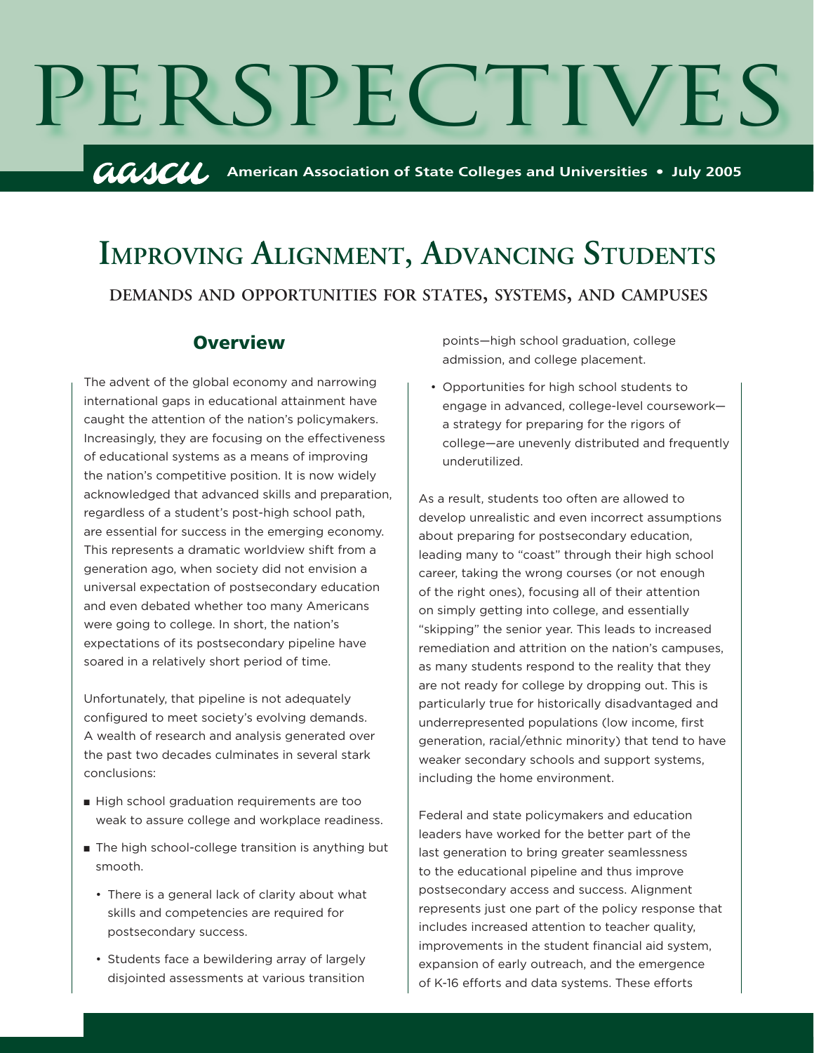# PERSPECTIVES

**aascu** American Association of State Colleges and Universities • July 2005

# Improving Alignment, Advancing Students

## demands and opportunities for states, systems, and campuses

### Overview

The advent of the global economy and narrowing international gaps in educational attainment have caught the attention of the nation's policymakers. Increasingly, they are focusing on the effectiveness of educational systems as a means of improving the nation's competitive position. It is now widely acknowledged that advanced skills and preparation, regardless of a student's post-high school path, are essential for success in the emerging economy. This represents a dramatic worldview shift from a generation ago, when society did not envision a universal expectation of postsecondary education and even debated whether too many Americans were going to college. In short, the nation's expectations of its postsecondary pipeline have soared in a relatively short period of time.

Unfortunately, that pipeline is not adequately configured to meet society's evolving demands. A wealth of research and analysis generated over the past two decades culminates in several stark conclusions:

- High school graduation requirements are too weak to assure college and workplace readiness.
- The high school-college transition is anything but smooth.
  - There is a general lack of clarity about what skills and competencies are required for postsecondary success.
  - Students face a bewildering array of largely disjointed assessments at various transition points—high school graduation, college admission, and college placement.
  - Opportunities for high school students to engage in advanced, college-level coursework—a strategy for preparing for the rigors of college—are unevenly distributed and frequently underutilized.

As a result, students too often are allowed to develop unrealistic and even incorrect assumptions about preparing for postsecondary education, leading many to "coast" through their high school career, taking the wrong courses (or not enough of the right ones), focusing all of their attention on simply getting into college, and essentially "skipping" the senior year. This leads to increased remediation and attrition on the nation's campuses, as many students respond to the reality that they are not ready for college by dropping out. This is particularly true for historically disadvantaged and underrepresented populations (low income, first generation, racial/ethnic minority) that tend to have weaker secondary schools and support systems, including the home environment.

Federal and state policymakers and education leaders have worked for the better part of the last generation to bring greater seamlessness to the educational pipeline and thus improve postsecondary access and success. Alignment represents just one part of the policy response that includes increased attention to teacher quality, improvements in the student financial aid system, expansion of early outreach, and the emergence of K-16 efforts and data systems. These efforts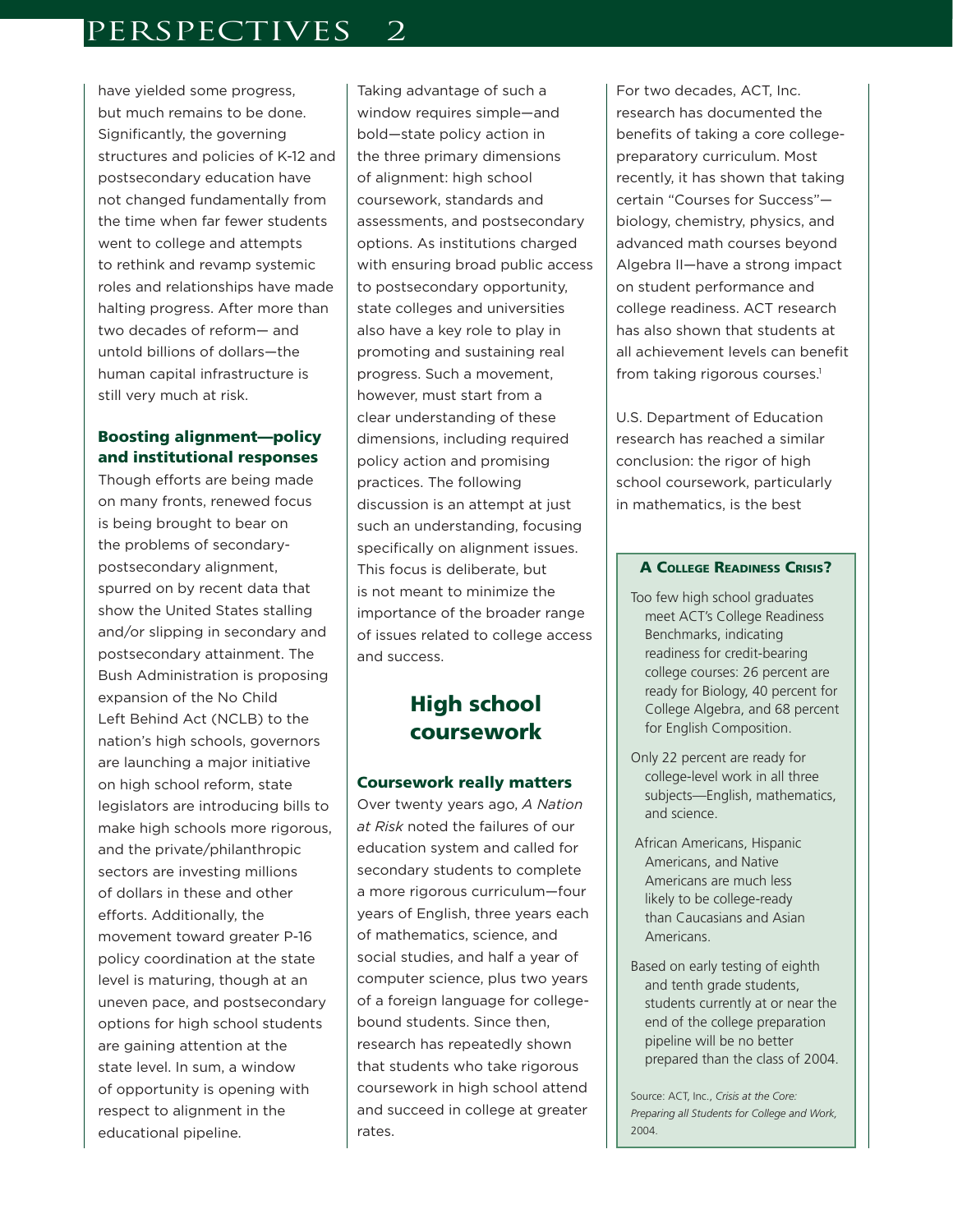have yielded some progress, but much remains to be done. Significantly, the governing structures and policies of K-12 and postsecondary education have not changed fundamentally from the time when far fewer students went to college and attempts to rethink and revamp systemic roles and relationships have made halting progress. After more than two decades of reform— and untold billions of dollars—the human capital infrastructure is still very much at risk.

### Boosting alignment—policy and institutional responses

Though efforts are being made on many fronts, renewed focus is being brought to bear on the problems of secondary-postsecondary alignment, spurred on by recent data that show the United States stalling and/or slipping in secondary and postsecondary attainment. The Bush Administration is proposing expansion of the No Child Left Behind Act (NCLB) to the nation's high schools, governors are launching a major initiative on high school reform, state legislators are introducing bills to make high schools more rigorous, and the private/philanthropic sectors are investing millions of dollars in these and other efforts. Additionally, the movement toward greater P-16 policy coordination at the state level is maturing, though at an uneven pace, and postsecondary options for high school students are gaining attention at the state level. In sum, a window of opportunity is opening with respect to alignment in the educational pipeline.

Taking advantage of such a window requires simple—and bold—state policy action in the three primary dimensions of alignment: high school coursework, standards and assessments, and postsecondary options. As institutions charged with ensuring broad public access to postsecondary opportunity, state colleges and universities also have a key role to play in promoting and sustaining real progress. Such a movement, however, must start from a clear understanding of these dimensions, including required policy action and promising practices. The following discussion is an attempt at just such an understanding, focusing specifically on alignment issues. This focus is deliberate, but is not meant to minimize the importance of the broader range of issues related to college access and success.

## High school coursework

### Coursework really matters

Over twenty years ago, *A Nation at Risk* noted the failures of our education system and called for secondary students to complete a more rigorous curriculum—four years of English, three years each of mathematics, science, and social studies, and half a year of computer science, plus two years of a foreign language for college-bound students. Since then, research has repeatedly shown that students who take rigorous coursework in high school attend and succeed in college at greater rates.

For two decades, ACT, Inc. research has documented the benefits of taking a core college-preparatory curriculum. Most recently, it has shown that taking certain "Courses for Success"—biology, chemistry, physics, and advanced math courses beyond Algebra II—have a strong impact on student performance and college readiness. ACT research has also shown that students at all achievement levels can benefit from taking rigorous courses.[1]

U.S. Department of Education research has reached a similar conclusion: the rigor of high school coursework, particularly in mathematics, is the best

> **A College Readiness Crisis?**
>
> - Too few high school graduates meet ACT's College Readiness Benchmarks, indicating readiness for credit-bearing college courses: 26 percent are ready for Biology, 40 percent for College Algebra, and 68 percent for English Composition.
> - Only 22 percent are ready for college-level work in all three subjects—English, mathematics, and science.
> - African Americans, Hispanic Americans, and Native Americans are much less likely to be college-ready than Caucasians and Asian Americans.
> - Based on early testing of eighth and tenth grade students, students currently at or near the end of the college preparation pipeline will be no better prepared than the class of 2004.
>
> Source: ACT, Inc., *Crisis at the Core: Preparing all Students for College and Work,* 2004.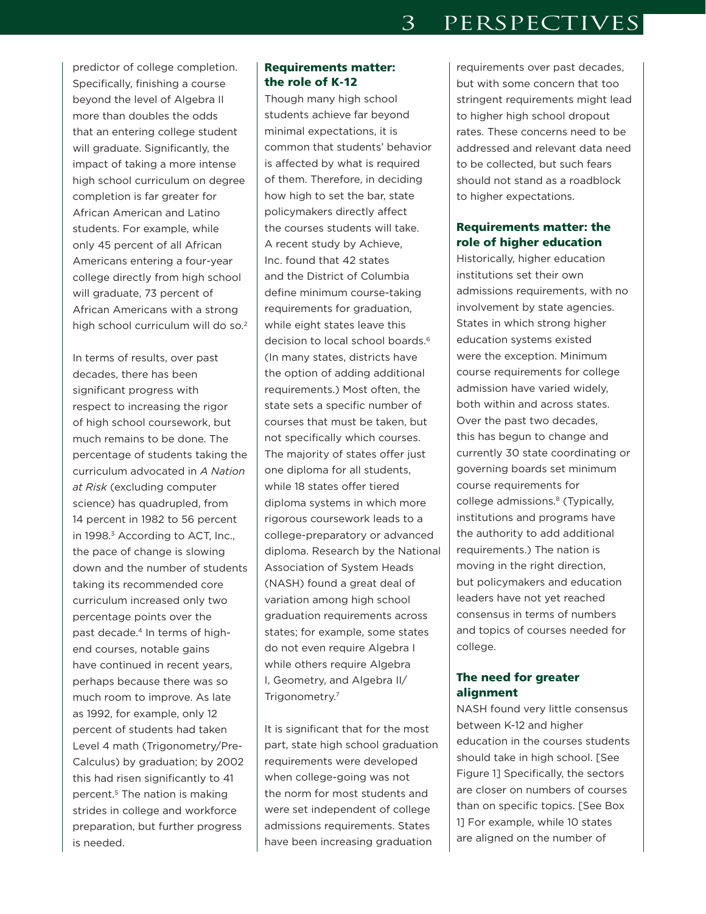predictor of college completion. Specifically, finishing a course beyond the level of Algebra II more than doubles the odds that an entering college student will graduate. Significantly, the impact of taking a more intense high school curriculum on degree completion is far greater for African American and Latino students. For example, while only 45 percent of all African Americans entering a four-year college directly from high school will graduate, 73 percent of African Americans with a strong high school curriculum will do so.[2]

In terms of results, over past decades, there has been significant progress with respect to increasing the rigor of high school coursework, but much remains to be done. The percentage of students taking the curriculum advocated in *A Nation at Risk* (excluding computer science) has quadrupled, from 14 percent in 1982 to 56 percent in 1998.[3] According to ACT, Inc., the pace of change is slowing down and the number of students taking its recommended core curriculum increased only two percentage points over the past decade.[4] In terms of high-end courses, notable gains have continued in recent years, perhaps because there was so much room to improve. As late as 1992, for example, only 12 percent of students had taken Level 4 math (Trigonometry/Pre-Calculus) by graduation; by 2002 this had risen significantly to 41 percent.[5] The nation is making strides in college and workforce preparation, but further progress is needed.

### Requirements matter: the role of K-12

Though many high school students achieve far beyond minimal expectations, it is common that students' behavior is affected by what is required of them. Therefore, in deciding how high to set the bar, state policymakers directly affect the courses students will take. A recent study by Achieve, Inc. found that 42 states and the District of Columbia define minimum course-taking requirements for graduation, while eight states leave this decision to local school boards.[6] (In many states, districts have the option of adding additional requirements.) Most often, the state sets a specific number of courses that must be taken, but not specifically which courses. The majority of states offer just one diploma for all students, while 18 states offer tiered diploma systems in which more rigorous coursework leads to a college-preparatory or advanced diploma. Research by the National Association of System Heads (NASH) found a great deal of variation among high school graduation requirements across states; for example, some states do not even require Algebra I while others require Algebra I, Geometry, and Algebra II/Trigonometry.[7]

It is significant that for the most part, state high school graduation requirements were developed when college-going was not the norm for most students and were set independent of college admissions requirements. States have been increasing graduation requirements over past decades, but with some concern that too stringent requirements might lead to higher high school dropout rates. These concerns need to be addressed and relevant data need to be collected, but such fears should not stand as a roadblock to higher expectations.

### Requirements matter: the role of higher education

Historically, higher education institutions set their own admissions requirements, with no involvement by state agencies. States in which strong higher education systems existed were the exception. Minimum course requirements for college admission have varied widely, both within and across states. Over the past two decades, this has begun to change and currently 30 state coordinating or governing boards set minimum course requirements for college admissions.[8] (Typically, institutions and programs have the authority to add additional requirements.) The nation is moving in the right direction, but policymakers and education leaders have not yet reached consensus in terms of numbers and topics of courses needed for college.

### The need for greater alignment

NASH found very little consensus between K-12 and higher education in the courses students should take in high school. [See Figure 1] Specifically, the sectors are closer on numbers of courses than on specific topics. [See Box 1] For example, while 10 states are aligned on the number of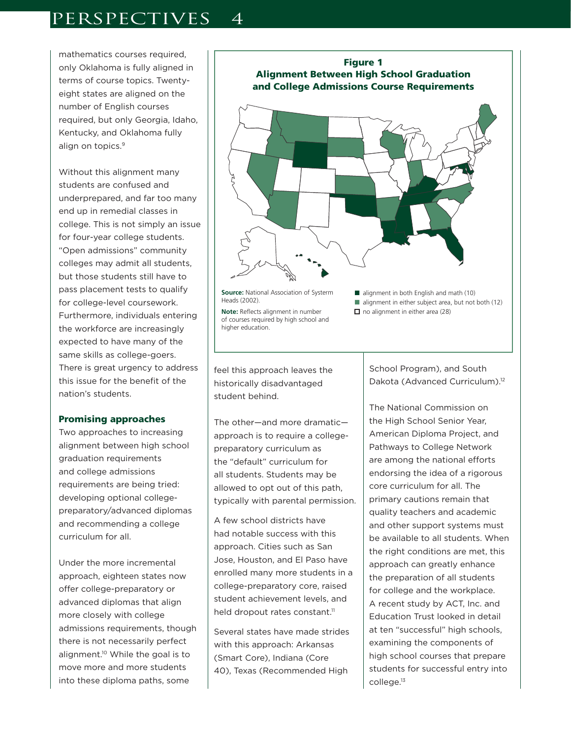mathematics courses required, only Oklahoma is fully aligned in terms of course topics. Twenty-eight states are aligned on the number of English courses required, but only Georgia, Idaho, Kentucky, and Oklahoma fully align on topics.[9]

Without this alignment many students are confused and underprepared, and far too many end up in remedial classes in college. This is not simply an issue for four-year college students. "Open admissions" community colleges may admit all students, but those students still have to pass placement tests to qualify for college-level coursework. Furthermore, individuals entering the workforce are increasingly expected to have many of the same skills as college-goers. There is great urgency to address this issue for the benefit of the nation's students.

**Figure 1**
**Alignment Between High School Graduation and College Admissions Course Requirements**

- alignment in both English and math (10)
- alignment in either subject area, but not both (12)
- no alignment in either area (28)

**Source:** National Association of Systerm Heads (2002).

**Note:** Reflects alignment in number of courses required by high school and higher education.

### Promising approaches

Two approaches to increasing alignment between high school graduation requirements and college admissions requirements are being tried: developing optional college-preparatory/advanced diplomas and recommending a college curriculum for all.

Under the more incremental approach, eighteen states now offer college-preparatory or advanced diplomas that align more closely with college admissions requirements, though there is not necessarily perfect alignment.[10] While the goal is to move more and more students into these diploma paths, some feel this approach leaves the historically disadvantaged student behind.

The other—and more dramatic—approach is to require a college-preparatory curriculum as the "default" curriculum for all students. Students may be allowed to opt out of this path, typically with parental permission.

A few school districts have had notable success with this approach. Cities such as San Jose, Houston, and El Paso have enrolled many more students in a college-preparatory core, raised student achievement levels, and held dropout rates constant.[11]

Several states have made strides with this approach: Arkansas (Smart Core), Indiana (Core 40), Texas (Recommended High School Program), and South Dakota (Advanced Curriculum).[12]

The National Commission on the High School Senior Year, American Diploma Project, and Pathways to College Network are among the national efforts endorsing the idea of a rigorous core curriculum for all. The primary cautions remain that quality teachers and academic and other support systems must be available to all students. When the right conditions are met, this approach can greatly enhance the preparation of all students for college and the workplace. A recent study by ACT, Inc. and Education Trust looked in detail at ten "successful" high schools, examining the components of high school courses that prepare students for successful entry into college.[13]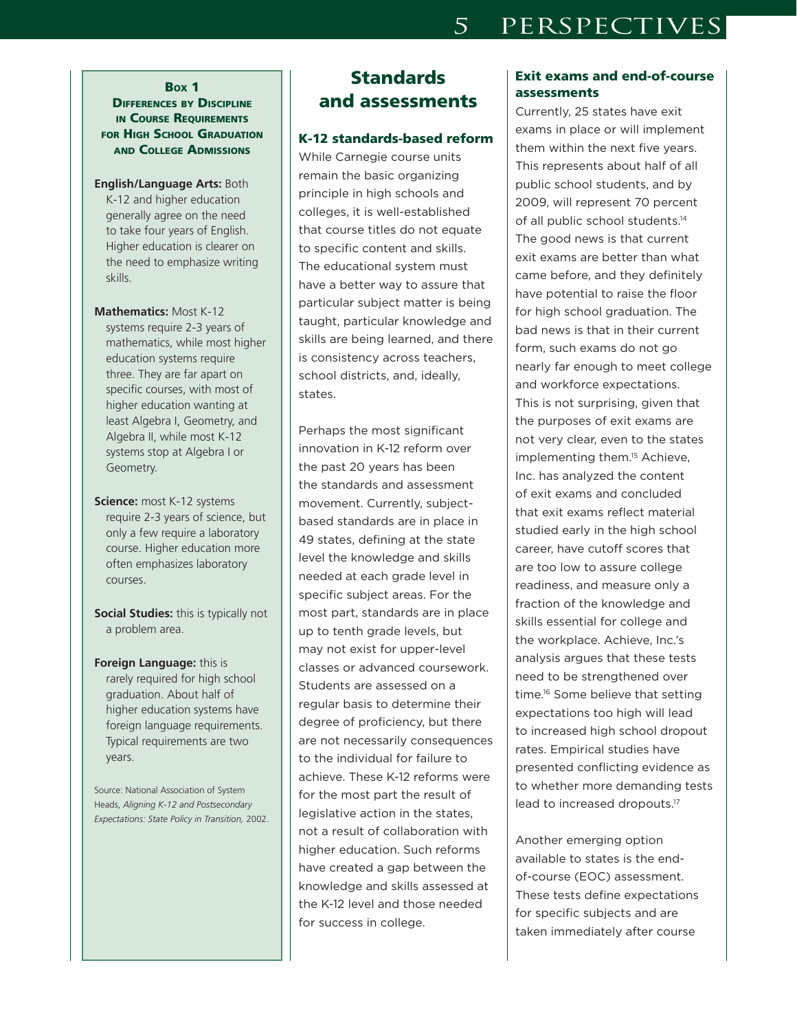**Box 1**
**Differences by Discipline in Course Requirements for High School Graduation and College Admissions**

**English/Language Arts:** Both K-12 and higher education generally agree on the need to take four years of English. Higher education is clearer on the need to emphasize writing skills.

**Mathematics:** Most K-12 systems require 2-3 years of mathematics, while most higher education systems require three. They are far apart on specific courses, with most of higher education wanting at least Algebra I, Geometry, and Algebra II, while most K-12 systems stop at Algebra I or Geometry.

**Science:** most K-12 systems require 2-3 years of science, but only a few require a laboratory course. Higher education more often emphasizes laboratory courses.

**Social Studies:** this is typically not a problem area.

**Foreign Language:** this is rarely required for high school graduation. About half of higher education systems have foreign language requirements. Typical requirements are two years.

Source: National Association of System Heads, *Aligning K-12 and Postsecondary Expectations: State Policy in Transition,* 2002.

## Standards and assessments

### K-12 standards-based reform

While Carnegie course units remain the basic organizing principle in high schools and colleges, it is well-established that course titles do not equate to specific content and skills. The educational system must have a better way to assure that particular subject matter is being taught, particular knowledge and skills are being learned, and there is consistency across teachers, school districts, and, ideally, states.

Perhaps the most significant innovation in K-12 reform over the past 20 years has been the standards and assessment movement. Currently, subject-based standards are in place in 49 states, defining at the state level the knowledge and skills needed at each grade level in specific subject areas. For the most part, standards are in place up to tenth grade levels, but may not exist for upper-level classes or advanced coursework. Students are assessed on a regular basis to determine their degree of proficiency, but there are not necessarily consequences to the individual for failure to achieve. These K-12 reforms were for the most part the result of legislative action in the states, not a result of collaboration with higher education. Such reforms have created a gap between the knowledge and skills assessed at the K-12 level and those needed for success in college.

### Exit exams and end-of-course assessments

Currently, 25 states have exit exams in place or will implement them within the next five years. This represents about half of all public school students, and by 2009, will represent 70 percent of all public school students.[14] The good news is that current exit exams are better than what came before, and they definitely have potential to raise the floor for high school graduation. The bad news is that in their current form, such exams do not go nearly far enough to meet college and workforce expectations. This is not surprising, given that the purposes of exit exams are not very clear, even to the states implementing them.[15] Achieve, Inc. has analyzed the content of exit exams and concluded that exit exams reflect material studied early in the high school career, have cutoff scores that are too low to assure college readiness, and measure only a fraction of the knowledge and skills essential for college and the workplace. Achieve, Inc.'s analysis argues that these tests need to be strengthened over time.[16] Some believe that setting expectations too high will lead to increased high school dropout rates. Empirical studies have presented conflicting evidence as to whether more demanding tests lead to increased dropouts.[17]

Another emerging option available to states is the end-of-course (EOC) assessment. These tests define expectations for specific subjects and are taken immediately after course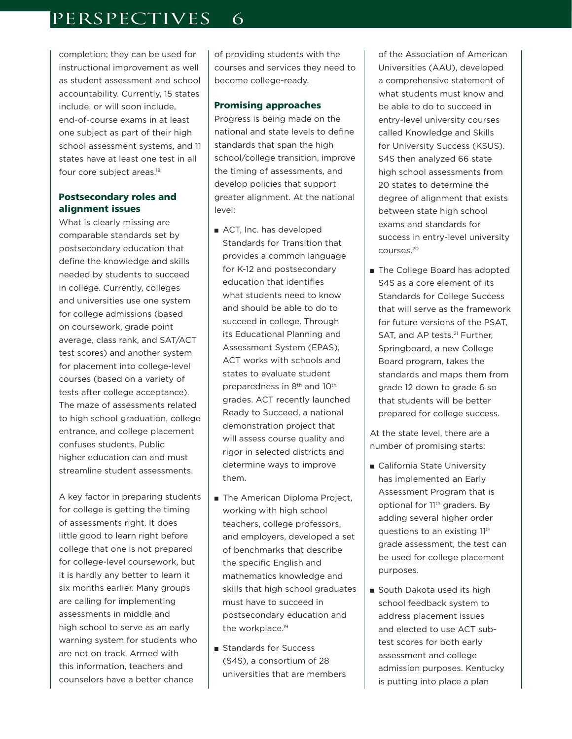completion; they can be used for instructional improvement as well as student assessment and school accountability. Currently, 15 states include, or will soon include, end-of-course exams in at least one subject as part of their high school assessment systems, and 11 states have at least one test in all four core subject areas.[18]

### Postsecondary roles and alignment issues

What is clearly missing are comparable standards set by postsecondary education that define the knowledge and skills needed by students to succeed in college. Currently, colleges and universities use one system for college admissions (based on coursework, grade point average, class rank, and SAT/ACT test scores) and another system for placement into college-level courses (based on a variety of tests after college acceptance). The maze of assessments related to high school graduation, college entrance, and college placement confuses students. Public higher education can and must streamline student assessments.

A key factor in preparing students for college is getting the timing of assessments right. It does little good to learn right before college that one is not prepared for college-level coursework, but it is hardly any better to learn it six months earlier. Many groups are calling for implementing assessments in middle and high school to serve as an early warning system for students who are not on track. Armed with this information, teachers and counselors have a better chance of providing students with the courses and services they need to become college-ready.

### Promising approaches

Progress is being made on the national and state levels to define standards that span the high school/college transition, improve the timing of assessments, and develop policies that support greater alignment. At the national level:

- ACT, Inc. has developed Standards for Transition that provides a common language for K-12 and postsecondary education that identifies what students need to know and should be able to do to succeed in college. Through its Educational Planning and Assessment System (EPAS), ACT works with schools and states to evaluate student preparedness in 8th and 10th grades. ACT recently launched Ready to Succeed, a national demonstration project that will assess course quality and rigor in selected districts and determine ways to improve them.
- The American Diploma Project, working with high school teachers, college professors, and employers, developed a set of benchmarks that describe the specific English and mathematics knowledge and skills that high school graduates must have to succeed in postsecondary education and the workplace.[19]
- Standards for Success (S4S), a consortium of 28 universities that are members of the Association of American Universities (AAU), developed a comprehensive statement of what students must know and be able to do to succeed in entry-level university courses called Knowledge and Skills for University Success (KSUS). S4S then analyzed 66 state high school assessments from 20 states to determine the degree of alignment that exists between state high school exams and standards for success in entry-level university courses.[20]
- The College Board has adopted S4S as a core element of its Standards for College Success that will serve as the framework for future versions of the PSAT, SAT, and AP tests.[21] Further, Springboard, a new College Board program, takes the standards and maps them from grade 12 down to grade 6 so that students will be better prepared for college success.

At the state level, there are a number of promising starts:

- California State University has implemented an Early Assessment Program that is optional for 11th graders. By adding several higher order questions to an existing 11th grade assessment, the test can be used for college placement purposes.
- South Dakota used its high school feedback system to address placement issues and elected to use ACT sub-test scores for both early assessment and college admission purposes. Kentucky is putting into place a plan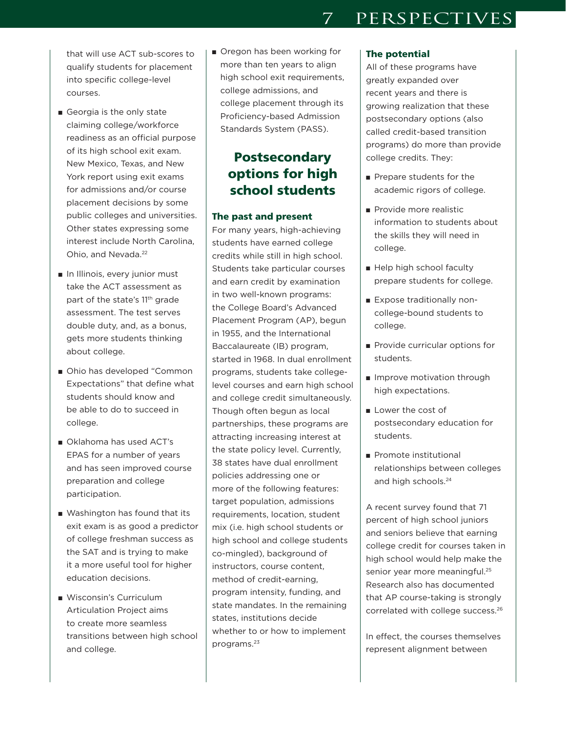that will use ACT sub-scores to qualify students for placement into specific college-level courses.

- Georgia is the only state claiming college/workforce readiness as an official purpose of its high school exit exam. New Mexico, Texas, and New York report using exit exams for admissions and/or course placement decisions by some public colleges and universities. Other states expressing some interest include North Carolina, Ohio, and Nevada.[22]
- In Illinois, every junior must take the ACT assessment as part of the state's 11th grade assessment. The test serves double duty, and, as a bonus, gets more students thinking about college.
- Ohio has developed "Common Expectations" that define what students should know and be able to do to succeed in college.
- Oklahoma has used ACT's EPAS for a number of years and has seen improved course preparation and college participation.
- Washington has found that its exit exam is as good a predictor of college freshman success as the SAT and is trying to make it a more useful tool for higher education decisions.
- Wisconsin's Curriculum Articulation Project aims to create more seamless transitions between high school and college.
- Oregon has been working for more than ten years to align high school exit requirements, college admissions, and college placement through its Proficiency-based Admission Standards System (PASS).

## Postsecondary options for high school students

### The past and present

For many years, high-achieving students have earned college credits while still in high school. Students take particular courses and earn credit by examination in two well-known programs: the College Board's Advanced Placement Program (AP), begun in 1955, and the International Baccalaureate (IB) program, started in 1968. In dual enrollment programs, students take college-level courses and earn high school and college credit simultaneously. Though often begun as local partnerships, these programs are attracting increasing interest at the state policy level. Currently, 38 states have dual enrollment policies addressing one or more of the following features: target population, admissions requirements, location, student mix (i.e. high school students or high school and college students co-mingled), background of instructors, course content, method of credit-earning, program intensity, funding, and state mandates. In the remaining states, institutions decide whether to or how to implement programs.[23]

### The potential

All of these programs have greatly expanded over recent years and there is growing realization that these postsecondary options (also called credit-based transition programs) do more than provide college credits. They:

- Prepare students for the academic rigors of college.
- Provide more realistic information to students about the skills they will need in college.
- Help high school faculty prepare students for college.
- Expose traditionally non-college-bound students to college.
- Provide curricular options for students.
- Improve motivation through high expectations.
- Lower the cost of postsecondary education for students.
- Promote institutional relationships between colleges and high schools.[24]

A recent survey found that 71 percent of high school juniors and seniors believe that earning college credit for courses taken in high school would help make the senior year more meaningful.[25] Research also has documented that AP course-taking is strongly correlated with college success.[26]

In effect, the courses themselves represent alignment between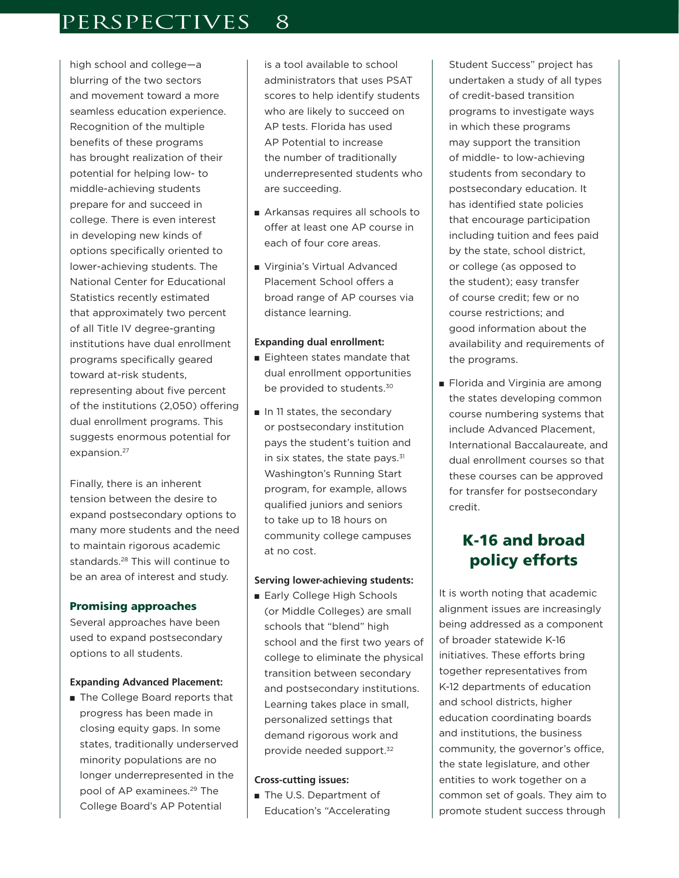high school and college—a blurring of the two sectors and movement toward a more seamless education experience. Recognition of the multiple benefits of these programs has brought realization of their potential for helping low- to middle-achieving students prepare for and succeed in college. There is even interest in developing new kinds of options specifically oriented to lower-achieving students. The National Center for Educational Statistics recently estimated that approximately two percent of all Title IV degree-granting institutions have dual enrollment programs specifically geared toward at-risk students, representing about five percent of the institutions (2,050) offering dual enrollment programs. This suggests enormous potential for expansion.[27]

Finally, there is an inherent tension between the desire to expand postsecondary options to many more students and the need to maintain rigorous academic standards.[28] This will continue to be an area of interest and study.

### Promising approaches

Several approaches have been used to expand postsecondary options to all students.

**Expanding Advanced Placement:**

- The College Board reports that progress has been made in closing equity gaps. In some states, traditionally underserved minority populations are no longer underrepresented in the pool of AP examinees.[29] The College Board's AP Potential is a tool available to school administrators that uses PSAT scores to help identify students who are likely to succeed on AP tests. Florida has used AP Potential to increase the number of traditionally underrepresented students who are succeeding.
- Arkansas requires all schools to offer at least one AP course in each of four core areas.
- Virginia's Virtual Advanced Placement School offers a broad range of AP courses via distance learning.

**Expanding dual enrollment:**

- Eighteen states mandate that dual enrollment opportunities be provided to students.[30]
- In 11 states, the secondary or postsecondary institution pays the student's tuition and in six states, the state pays.[31] Washington's Running Start program, for example, allows qualified juniors and seniors to take up to 18 hours on community college campuses at no cost.

**Serving lower-achieving students:**

- Early College High Schools (or Middle Colleges) are small schools that "blend" high school and the first two years of college to eliminate the physical transition between secondary and postsecondary institutions. Learning takes place in small, personalized settings that demand rigorous work and provide needed support.[32]

**Cross-cutting issues:**

- The U.S. Department of Education's "Accelerating Student Success" project has undertaken a study of all types of credit-based transition programs to investigate ways in which these programs may support the transition of middle- to low-achieving students from secondary to postsecondary education. It has identified state policies that encourage participation including tuition and fees paid by the state, school district, or college (as opposed to the student); easy transfer of course credit; few or no course restrictions; and good information about the availability and requirements of the programs.
- Florida and Virginia are among the states developing common course numbering systems that include Advanced Placement, International Baccalaureate, and dual enrollment courses so that these courses can be approved for transfer for postsecondary credit.

## K-16 and broad policy efforts

It is worth noting that academic alignment issues are increasingly being addressed as a component of broader statewide K-16 initiatives. These efforts bring together representatives from K-12 departments of education and school districts, higher education coordinating boards and institutions, the business community, the governor's office, the state legislature, and other entities to work together on a common set of goals. They aim to promote student success through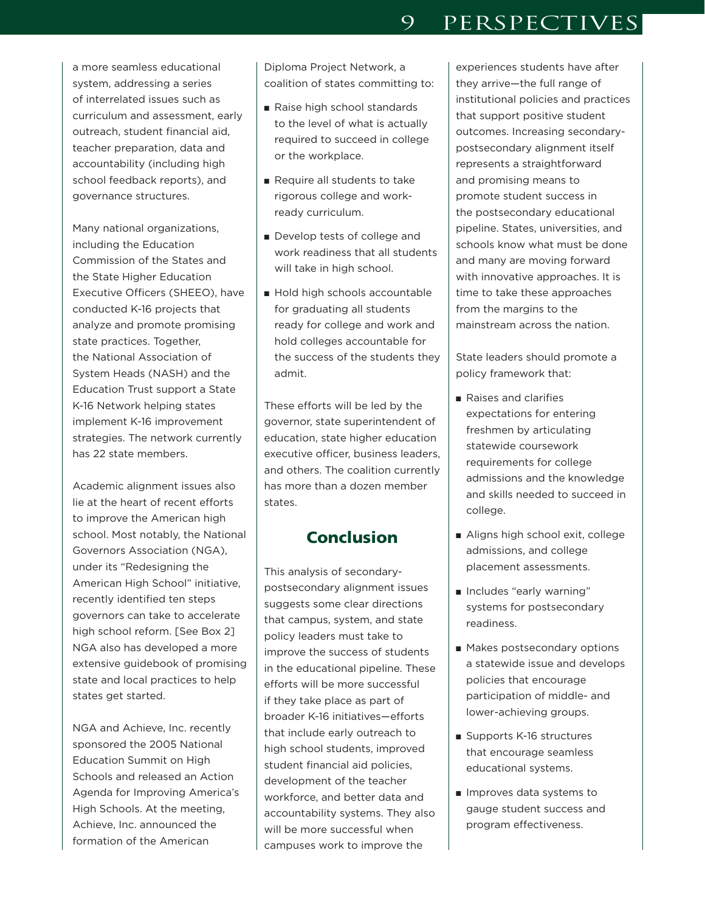a more seamless educational system, addressing a series of interrelated issues such as curriculum and assessment, early outreach, student financial aid, teacher preparation, data and accountability (including high school feedback reports), and governance structures.

Many national organizations, including the Education Commission of the States and the State Higher Education Executive Officers (SHEEO), have conducted K-16 projects that analyze and promote promising state practices. Together, the National Association of System Heads (NASH) and the Education Trust support a State K-16 Network helping states implement K-16 improvement strategies. The network currently has 22 state members.

Academic alignment issues also lie at the heart of recent efforts to improve the American high school. Most notably, the National Governors Association (NGA), under its "Redesigning the American High School" initiative, recently identified ten steps governors can take to accelerate high school reform. [See Box 2] NGA also has developed a more extensive guidebook of promising state and local practices to help states get started.

NGA and Achieve, Inc. recently sponsored the 2005 National Education Summit on High Schools and released an Action Agenda for Improving America's High Schools. At the meeting, Achieve, Inc. announced the formation of the American Diploma Project Network, a coalition of states committing to:

- Raise high school standards to the level of what is actually required to succeed in college or the workplace.
- Require all students to take rigorous college and work-ready curriculum.
- Develop tests of college and work readiness that all students will take in high school.
- Hold high schools accountable for graduating all students ready for college and work and hold colleges accountable for the success of the students they admit.

These efforts will be led by the governor, state superintendent of education, state higher education executive officer, business leaders, and others. The coalition currently has more than a dozen member states.

## Conclusion

This analysis of secondary-postsecondary alignment issues suggests some clear directions that campus, system, and state policy leaders must take to improve the success of students in the educational pipeline. These efforts will be more successful if they take place as part of broader K-16 initiatives—efforts that include early outreach to high school students, improved student financial aid policies, development of the teacher workforce, and better data and accountability systems. They also will be more successful when campuses work to improve the experiences students have after they arrive—the full range of institutional policies and practices that support positive student outcomes. Increasing secondary-postsecondary alignment itself represents a straightforward and promising means to promote student success in the postsecondary educational pipeline. States, universities, and schools know what must be done and many are moving forward with innovative approaches. It is time to take these approaches from the margins to the mainstream across the nation.

State leaders should promote a policy framework that:

- Raises and clarifies expectations for entering freshmen by articulating statewide coursework requirements for college admissions and the knowledge and skills needed to succeed in college.
- Aligns high school exit, college admissions, and college placement assessments.
- Includes "early warning" systems for postsecondary readiness.
- Makes postsecondary options a statewide issue and develops policies that encourage participation of middle- and lower-achieving groups.
- Supports K-16 structures that encourage seamless educational systems.
- Improves data systems to gauge student success and program effectiveness.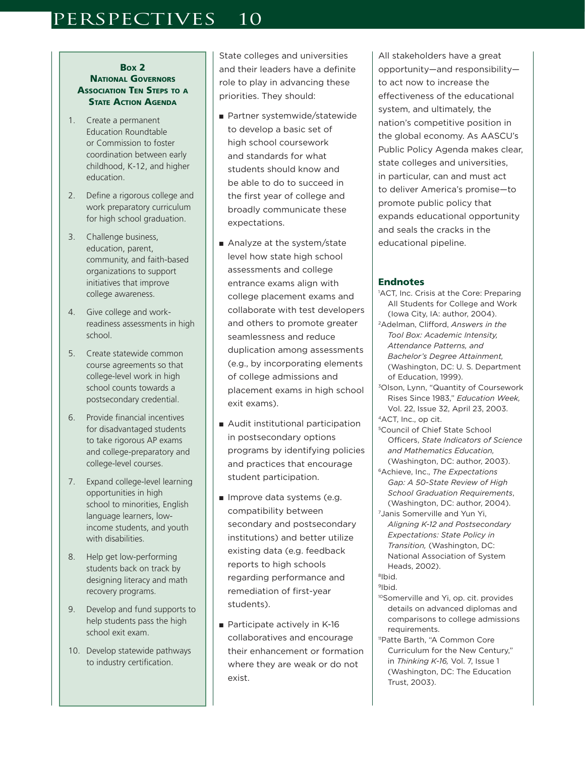### Box 2
### National Governors Association Ten Steps to a State Action Agenda

1. Create a permanent Education Roundtable or Commission to foster coordination between early childhood, K-12, and higher education.
2. Define a rigorous college and work preparatory curriculum for high school graduation.
3. Challenge business, education, parent, community, and faith-based organizations to support initiatives that improve college awareness.
4. Give college and work-readiness assessments in high school.
5. Create statewide common course agreements so that college-level work in high school counts towards a postsecondary credential.
6. Provide financial incentives for disadvantaged students to take rigorous AP exams and college-preparatory and college-level courses.
7. Expand college-level learning opportunities in high school to minorities, English language learners, low-income students, and youth with disabilities.
8. Help get low-performing students back on track by designing literacy and math recovery programs.
9. Develop and fund supports to help students pass the high school exit exam.
10. Develop statewide pathways to industry certification.

State colleges and universities and their leaders have a definite role to play in advancing these priorities. They should:

- Partner systemwide/statewide to develop a basic set of high school coursework and standards for what students should know and be able to do to succeed in the first year of college and broadly communicate these expectations.
- Analyze at the system/state level how state high school assessments and college entrance exams align with college placement exams and collaborate with test developers and others to promote greater seamlessness and reduce duplication among assessments (e.g., by incorporating elements of college admissions and placement exams in high school exit exams).
- Audit institutional participation in postsecondary options programs by identifying policies and practices that encourage student participation.
- Improve data systems (e.g. compatibility between secondary and postsecondary institutions) and better utilize existing data (e.g. feedback reports to high schools regarding performance and remediation of first-year students).
- Participate actively in K-16 collaboratives and encourage their enhancement or formation where they are weak or do not exist.

All stakeholders have a great opportunity—and responsibility—to act now to increase the effectiveness of the educational system, and ultimately, the nation's competitive position in the global economy. As AASCU's Public Policy Agenda makes clear, state colleges and universities, in particular, can and must act to deliver America's promise—to promote public policy that expands educational opportunity and seals the cracks in the educational pipeline.

## Endnotes

[1] ACT, Inc. Crisis at the Core: Preparing All Students for College and Work (Iowa City, IA: author, 2004).

[2] Adelman, Clifford, *Answers in the Tool Box: Academic Intensity, Attendance Patterns, and Bachelor's Degree Attainment,* (Washington, DC: U. S. Department of Education, 1999).

[3] Olson, Lynn, "Quantity of Coursework Rises Since 1983," *Education Week,* Vol. 22, Issue 32, April 23, 2003.

[4] ACT, Inc., op cit.

[5] Council of Chief State School Officers, *State Indicators of Science and Mathematics Education,* (Washington, DC: author, 2003).

[6] Achieve, Inc., *The Expectations Gap: A 50-State Review of High School Graduation Requirements*, (Washington, DC: author, 2004).

[7] Janis Somerville and Yun Yi, *Aligning K-12 and Postsecondary Expectations: State Policy in Transition,* (Washington, DC: National Association of System Heads, 2002).

[8] Ibid.

[9] Ibid.

[10] Somerville and Yi, op. cit. provides details on advanced diplomas and comparisons to college admissions requirements.

[11] Patte Barth, "A Common Core Curriculum for the New Century," in *Thinking K-16,* Vol. 7, Issue 1 (Washington, DC: The Education Trust, 2003).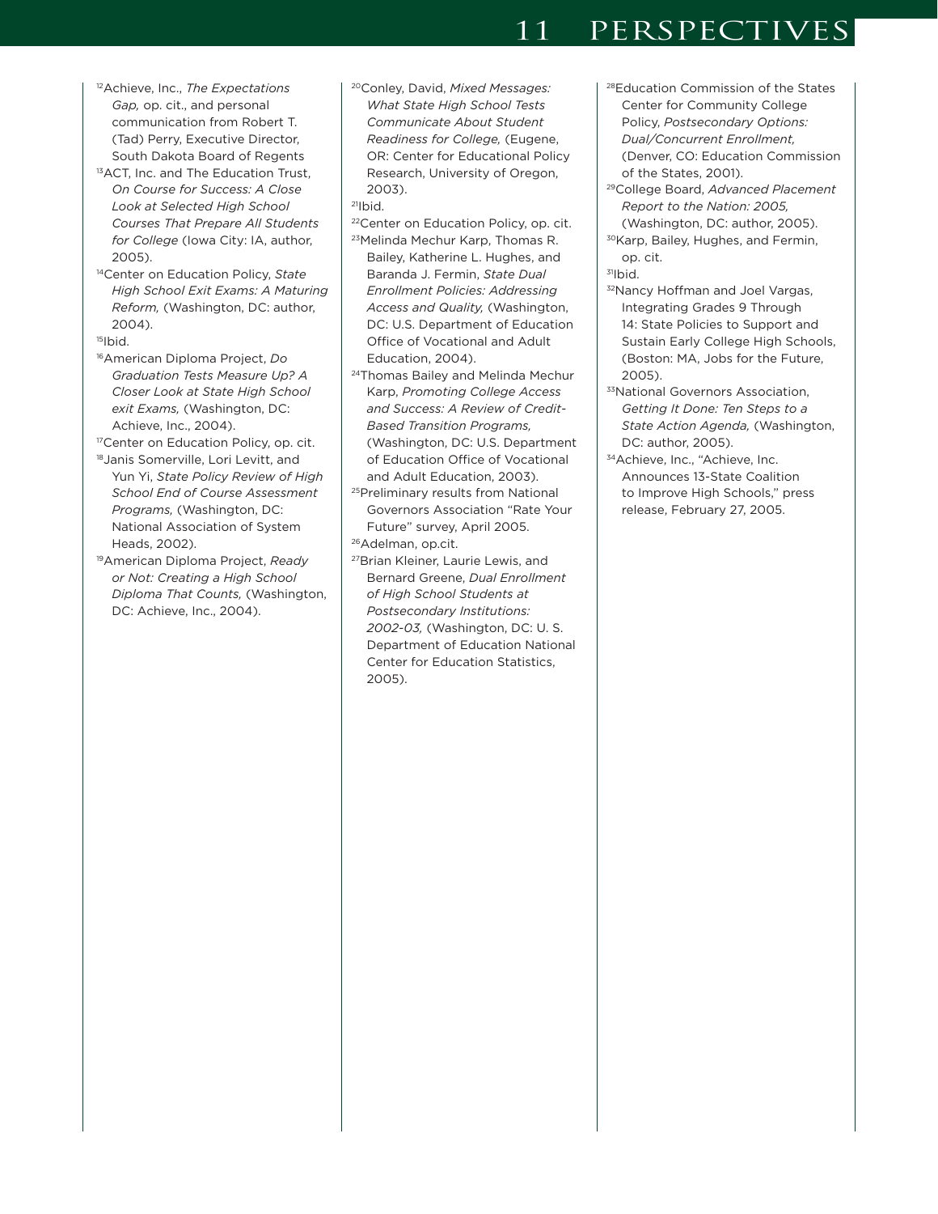[12]Achieve, Inc., *The Expectations Gap,* op. cit., and personal communication from Robert T. (Tad) Perry, Executive Director, South Dakota Board of Regents

[13]ACT, Inc. and The Education Trust, *On Course for Success: A Close Look at Selected High School Courses That Prepare All Students for College* (Iowa City: IA, author, 2005).

[14]Center on Education Policy, *State High School Exit Exams: A Maturing Reform,* (Washington, DC: author, 2004).

[15]Ibid.

[16]American Diploma Project, *Do Graduation Tests Measure Up? A Closer Look at State High School exit Exams,* (Washington, DC: Achieve, Inc., 2004).

[17]Center on Education Policy, op. cit.

[18]Janis Somerville, Lori Levitt, and Yun Yi, *State Policy Review of High School End of Course Assessment Programs,* (Washington, DC: National Association of System Heads, 2002).

[19]American Diploma Project, *Ready or Not: Creating a High School Diploma That Counts,* (Washington, DC: Achieve, Inc., 2004).

[20]Conley, David, *Mixed Messages: What State High School Tests Communicate About Student Readiness for College,* (Eugene, OR: Center for Educational Policy Research, University of Oregon, 2003).

[21]Ibid.

[22]Center on Education Policy, op. cit.

[23]Melinda Mechur Karp, Thomas R. Bailey, Katherine L. Hughes, and Baranda J. Fermin, *State Dual Enrollment Policies: Addressing Access and Quality,* (Washington, DC: U.S. Department of Education Office of Vocational and Adult Education, 2004).

[24]Thomas Bailey and Melinda Mechur Karp, *Promoting College Access and Success: A Review of Credit-Based Transition Programs,* (Washington, DC: U.S. Department of Education Office of Vocational and Adult Education, 2003).

[25]Preliminary results from National Governors Association "Rate Your Future" survey, April 2005.

[26]Adelman, op.cit.

[27]Brian Kleiner, Laurie Lewis, and Bernard Greene, *Dual Enrollment of High School Students at Postsecondary Institutions: 2002-03,* (Washington, DC: U. S. Department of Education National Center for Education Statistics, 2005).

[28]Education Commission of the States Center for Community College Policy, *Postsecondary Options: Dual/Concurrent Enrollment,* (Denver, CO: Education Commission of the States, 2001).

[29]College Board, *Advanced Placement Report to the Nation: 2005,* (Washington, DC: author, 2005).

[30]Karp, Bailey, Hughes, and Fermin, op. cit.

[31]Ibid.

[32]Nancy Hoffman and Joel Vargas, Integrating Grades 9 Through 14: State Policies to Support and Sustain Early College High Schools, (Boston: MA, Jobs for the Future, 2005).

[33]National Governors Association, *Getting It Done: Ten Steps to a State Action Agenda,* (Washington, DC: author, 2005).

[34]Achieve, Inc., "Achieve, Inc. Announces 13-State Coalition to Improve High Schools," press release, February 27, 2005.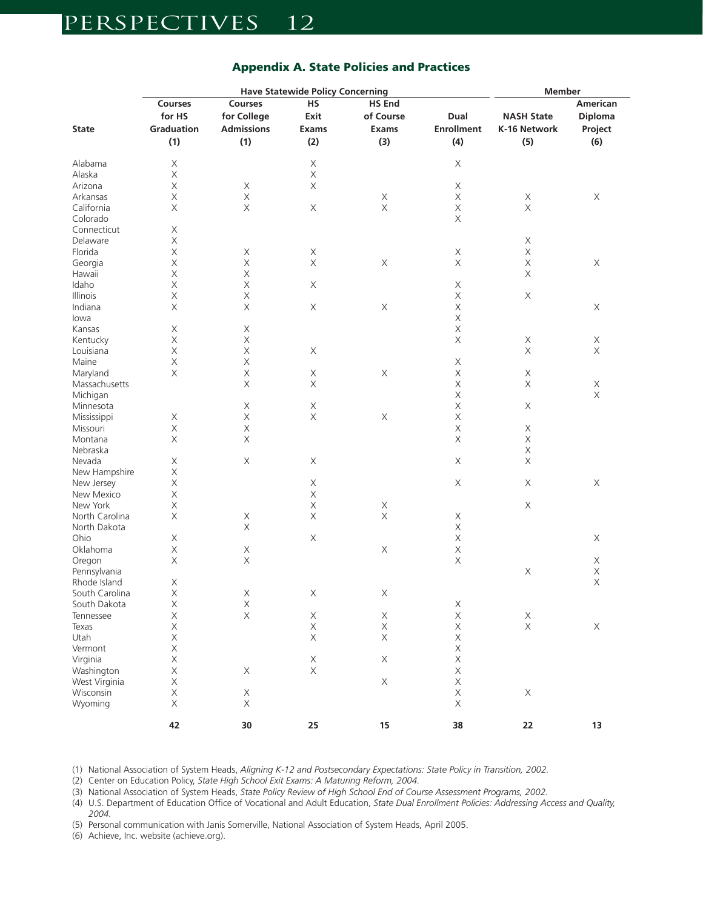## Appendix A. State Policies and Practices

| State | Have Statewide Policy Concerning | | | | | Member | |
|---|---|---|---|---|---|---|---|
| | Courses for HS Graduation (1) | Courses for College Admissions (1) | HS Exit Exams (2) | HS End of Course Exams (3) | Dual Enrollment (4) | NASH State K-16 Network (5) | American Diploma Project (6) |
| Alabama | X | | X | | X | | |
| Alaska | X | | X | | | | |
| Arizona | X | X | X | | X | | |
| Arkansas | X | X | | X | X | X | X |
| California | X | X | X | X | X | X | |
| Colorado | | | | | X | | |
| Connecticut | X | | | | | | |
| Delaware | X | | | | | X | |
| Florida | X | X | X | | X | X | |
| Georgia | X | X | X | X | X | X | X |
| Hawaii | X | X | | | | X | |
| Idaho | X | X | X | | X | | |
| Illinois | X | X | | | X | X | |
| Indiana | X | X | X | X | X | | X |
| Iowa | | | | | X | | |
| Kansas | X | X | | | X | | |
| Kentucky | X | X | | | X | X | X |
| Louisiana | X | X | X | | | X | X |
| Maine | X | X | | | X | | |
| Maryland | X | X | X | X | X | X | |
| Massachusetts | | X | X | | X | X | X |
| Michigan | | | | | X | | X |
| Minnesota | | X | X | | X | X | |
| Mississippi | X | X | X | X | X | | |
| Missouri | X | X | | | X | X | |
| Montana | X | X | | | X | X | |
| Nebraska | | | | | | X | |
| Nevada | X | X | X | | X | X | |
| New Hampshire | X | | | | | | |
| New Jersey | X | | X | | X | X | X |
| New Mexico | X | | X | | | | |
| New York | X | | X | X | | X | |
| North Carolina | X | X | X | X | X | | |
| North Dakota | | X | | | X | | |
| Ohio | X | | X | | X | | X |
| Oklahoma | X | X | | X | X | | |
| Oregon | X | X | | | X | | X |
| Pennsylvania | | | | | | X | X |
| Rhode Island | X | | | | | | X |
| South Carolina | X | X | X | X | | | |
| South Dakota | X | X | | | X | | |
| Tennessee | X | X | X | X | X | X | |
| Texas | X | | X | X | X | X | X |
| Utah | X | | X | X | X | | |
| Vermont | X | | | | X | | |
| Virginia | X | | X | X | X | | |
| Washington | X | X | X | | X | | |
| West Virginia | X | | | X | X | | |
| Wisconsin | X | X | | | X | X | |
| Wyoming | X | X | | | X | | |
| | **42** | **30** | **25** | **15** | **38** | **22** | **13** |

(1) National Association of System Heads, *Aligning K-12 and Postsecondary Expectations: State Policy in Transition, 2002.*

(2) Center on Education Policy, *State High School Exit Exams: A Maturing Reform, 2004.*

(3) National Association of System Heads, *State Policy Review of High School End of Course Assessment Programs, 2002.*

(4) U.S. Department of Education Office of Vocational and Adult Education, *State Dual Enrollment Policies: Addressing Access and Quality, 2004.*

(5) Personal communication with Janis Somerville, National Association of System Heads, April 2005.

(6) Achieve, Inc. website (achieve.org).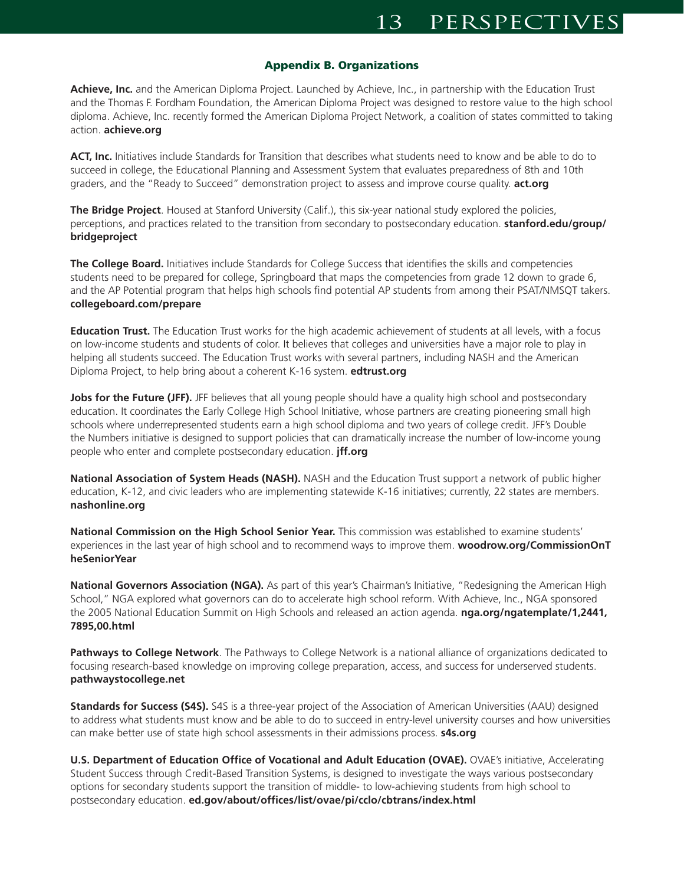## Appendix B. Organizations

**Achieve, Inc.** and the American Diploma Project. Launched by Achieve, Inc., in partnership with the Education Trust and the Thomas F. Fordham Foundation, the American Diploma Project was designed to restore value to the high school diploma. Achieve, Inc. recently formed the American Diploma Project Network, a coalition of states committed to taking action. **achieve.org**

**ACT, Inc.** Initiatives include Standards for Transition that describes what students need to know and be able to do to succeed in college, the Educational Planning and Assessment System that evaluates preparedness of 8th and 10th graders, and the "Ready to Succeed" demonstration project to assess and improve course quality. **act.org**

**The Bridge Project**. Housed at Stanford University (Calif.), this six-year national study explored the policies, perceptions, and practices related to the transition from secondary to postsecondary education. **stanford.edu/group/bridgeproject**

**The College Board.** Initiatives include Standards for College Success that identifies the skills and competencies students need to be prepared for college, Springboard that maps the competencies from grade 12 down to grade 6, and the AP Potential program that helps high schools find potential AP students from among their PSAT/NMSQT takers. **collegeboard.com/prepare**

**Education Trust.** The Education Trust works for the high academic achievement of students at all levels, with a focus on low-income students and students of color. It believes that colleges and universities have a major role to play in helping all students succeed. The Education Trust works with several partners, including NASH and the American Diploma Project, to help bring about a coherent K-16 system. **edtrust.org**

**Jobs for the Future (JFF).** JFF believes that all young people should have a quality high school and postsecondary education. It coordinates the Early College High School Initiative, whose partners are creating pioneering small high schools where underrepresented students earn a high school diploma and two years of college credit. JFF's Double the Numbers initiative is designed to support policies that can dramatically increase the number of low-income young people who enter and complete postsecondary education. **jff.org**

**National Association of System Heads (NASH).** NASH and the Education Trust support a network of public higher education, K-12, and civic leaders who are implementing statewide K-16 initiatives; currently, 22 states are members. **nashonline.org**

**National Commission on the High School Senior Year.** This commission was established to examine students' experiences in the last year of high school and to recommend ways to improve them. **woodrow.org/CommissionOnTheSeniorYear**

**National Governors Association (NGA).** As part of this year's Chairman's Initiative, "Redesigning the American High School," NGA explored what governors can do to accelerate high school reform. With Achieve, Inc., NGA sponsored the 2005 National Education Summit on High Schools and released an action agenda. **nga.org/ngatemplate/1,2441,7895,00.html**

**Pathways to College Network**. The Pathways to College Network is a national alliance of organizations dedicated to focusing research-based knowledge on improving college preparation, access, and success for underserved students. **pathwaystocollege.net**

**Standards for Success (S4S).** S4S is a three-year project of the Association of American Universities (AAU) designed to address what students must know and be able to do to succeed in entry-level university courses and how universities can make better use of state high school assessments in their admissions process. **s4s.org**

**U.S. Department of Education Office of Vocational and Adult Education (OVAE).** OVAE's initiative, Accelerating Student Success through Credit-Based Transition Systems, is designed to investigate the ways various postsecondary options for secondary students support the transition of middle- to low-achieving students from high school to postsecondary education. **ed.gov/about/offices/list/ovae/pi/cclo/cbtrans/index.html**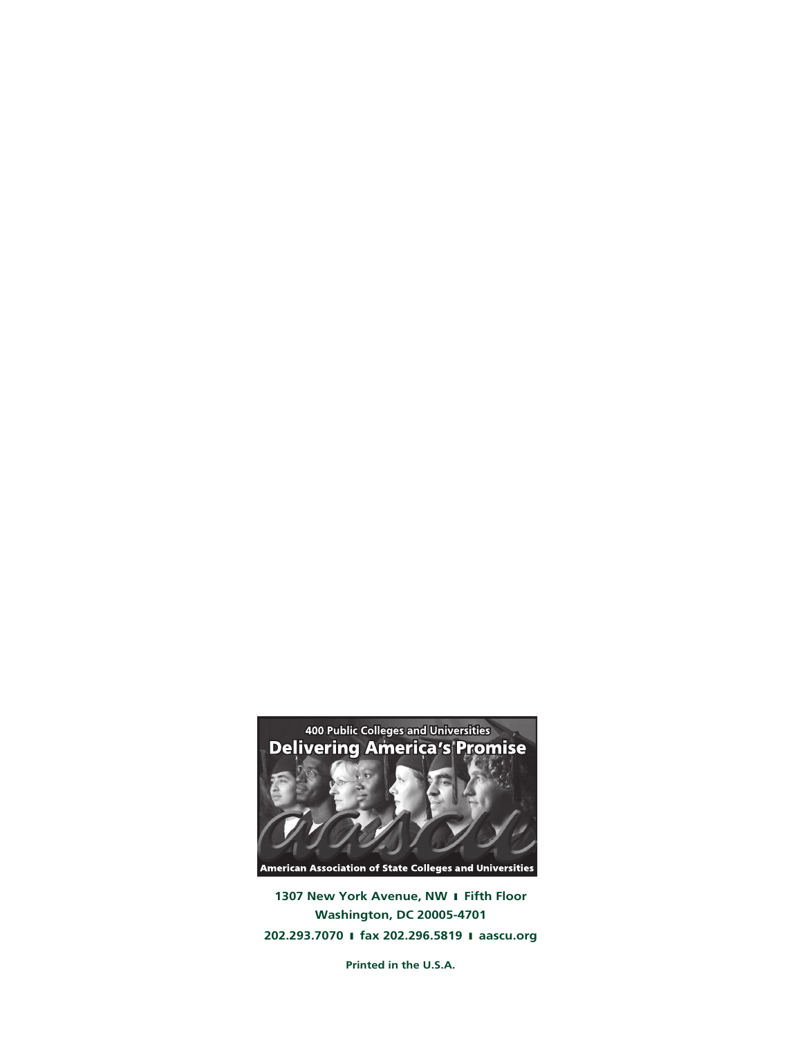400 Public Colleges and Universities

**Delivering America's Promise**

aascu

American Association of State Colleges and Universities

**1307 New York Avenue, NW | Fifth Floor**
**Washington, DC 20005-4701**
**202.293.7070 | fax 202.296.5819 | aascu.org**

**Printed in the U.S.A.**